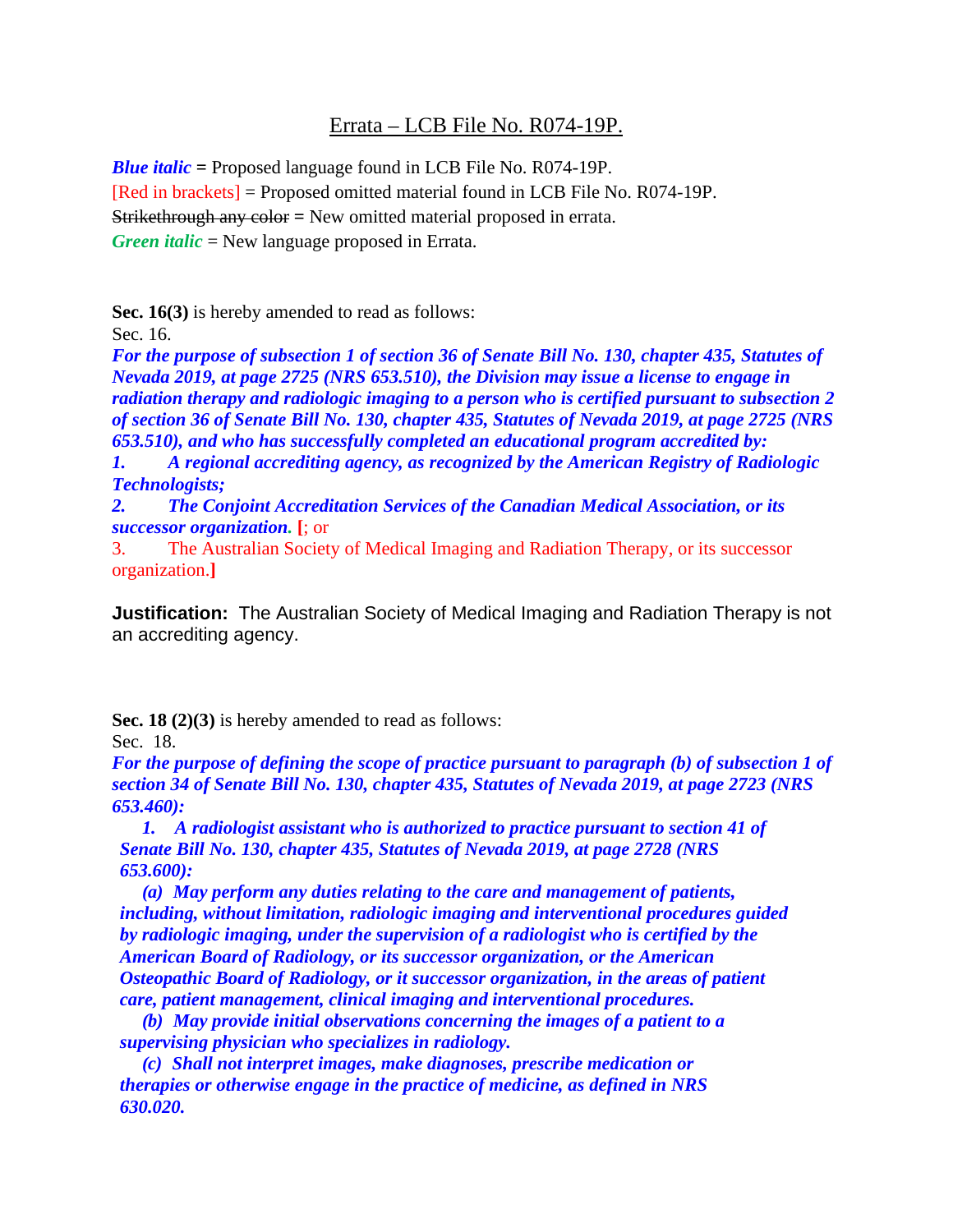# Errata – LCB File No. R074-19P.

***Blue italic*** = Proposed language found in LCB File No. R074-19P.

[Red in brackets] = Proposed omitted material found in LCB File No. R074-19P.

~~Strikethrough any color~~ = New omitted material proposed in errata.

***Green italic*** = New language proposed in Errata.

**Sec. 16(3)** is hereby amended to read as follows:

Sec. 16.

***For the purpose of subsection 1 of section 36 of Senate Bill No. 130, chapter 435, Statutes of Nevada 2019, at page 2725 (NRS 653.510), the Division may issue a license to engage in radiation therapy and radiologic imaging to a person who is certified pursuant to subsection 2 of section 36 of Senate Bill No. 130, chapter 435, Statutes of Nevada 2019, at page 2725 (NRS 653.510), and who has successfully completed an educational program accredited by:***

***1. A regional accrediting agency, as recognized by the American Registry of Radiologic Technologists;***

***2. The Conjoint Accreditation Services of the Canadian Medical Association, or its successor organization.*** **[**; or

3. The Australian Society of Medical Imaging and Radiation Therapy, or its successor organization.**]**

**Justification:** The Australian Society of Medical Imaging and Radiation Therapy is not an accrediting agency.

**Sec. 18 (2)(3)** is hereby amended to read as follows:

Sec. 18.

***For the purpose of defining the scope of practice pursuant to paragraph (b) of subsection 1 of section 34 of Senate Bill No. 130, chapter 435, Statutes of Nevada 2019, at page 2723 (NRS 653.460):***

***1. A radiologist assistant who is authorized to practice pursuant to section 41 of Senate Bill No. 130, chapter 435, Statutes of Nevada 2019, at page 2728 (NRS 653.600):***

***(a) May perform any duties relating to the care and management of patients, including, without limitation, radiologic imaging and interventional procedures guided by radiologic imaging, under the supervision of a radiologist who is certified by the American Board of Radiology, or its successor organization, or the American Osteopathic Board of Radiology, or it successor organization, in the areas of patient care, patient management, clinical imaging and interventional procedures.***

***(b) May provide initial observations concerning the images of a patient to a supervising physician who specializes in radiology.***

***(c) Shall not interpret images, make diagnoses, prescribe medication or therapies or otherwise engage in the practice of medicine, as defined in NRS 630.020.***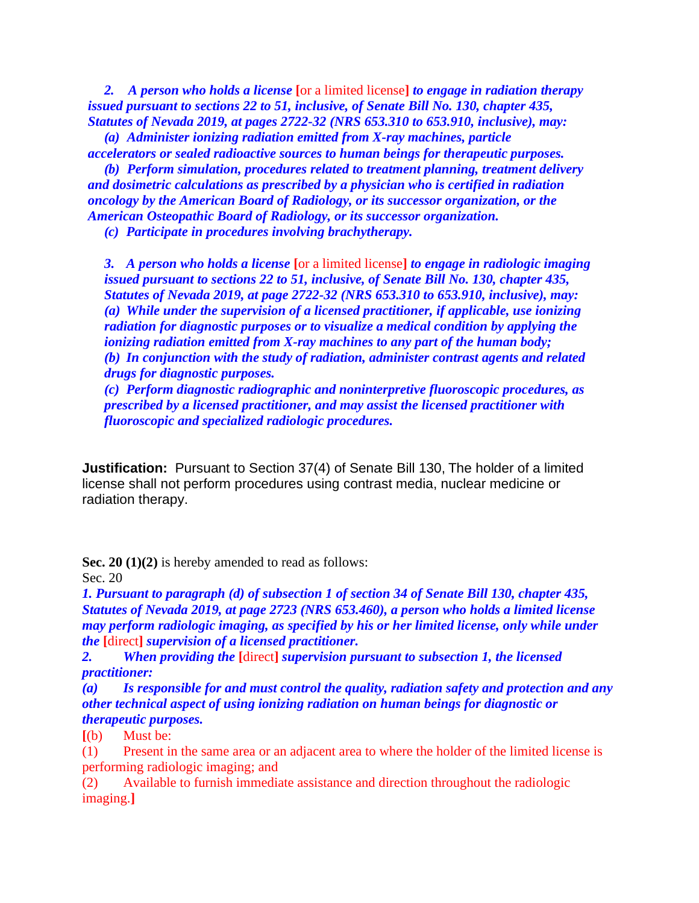*2. A person who holds a license* [or a limited license] *to engage in radiation therapy issued pursuant to sections 22 to 51, inclusive, of Senate Bill No. 130, chapter 435, Statutes of Nevada 2019, at pages 2722-32 (NRS 653.310 to 653.910, inclusive), may:*

*(a) Administer ionizing radiation emitted from X-ray machines, particle accelerators or sealed radioactive sources to human beings for therapeutic purposes.*

*(b) Perform simulation, procedures related to treatment planning, treatment delivery and dosimetric calculations as prescribed by a physician who is certified in radiation oncology by the American Board of Radiology, or its successor organization, or the American Osteopathic Board of Radiology, or its successor organization.*

*(c) Participate in procedures involving brachytherapy.*

*3. A person who holds a license* [or a limited license] *to engage in radiologic imaging issued pursuant to sections 22 to 51, inclusive, of Senate Bill No. 130, chapter 435, Statutes of Nevada 2019, at page 2722-32 (NRS 653.310 to 653.910, inclusive), may:*

*(a) While under the supervision of a licensed practitioner, if applicable, use ionizing radiation for diagnostic purposes or to visualize a medical condition by applying the ionizing radiation emitted from X-ray machines to any part of the human body;*

*(b) In conjunction with the study of radiation, administer contrast agents and related drugs for diagnostic purposes.*

*(c) Perform diagnostic radiographic and noninterpretive fluoroscopic procedures, as prescribed by a licensed practitioner, and may assist the licensed practitioner with fluoroscopic and specialized radiologic procedures.*

**Justification:** Pursuant to Section 37(4) of Senate Bill 130, The holder of a limited license shall not perform procedures using contrast media, nuclear medicine or radiation therapy.

**Sec. 20 (1)(2)** is hereby amended to read as follows:

Sec. 20

*1. Pursuant to paragraph (d) of subsection 1 of section 34 of Senate Bill 130, chapter 435, Statutes of Nevada 2019, at page 2723 (NRS 653.460), a person who holds a limited license may perform radiologic imaging, as specified by his or her limited license, only while under the* [direct] *supervision of a licensed practitioner.*

*2. When providing the* [direct] *supervision pursuant to subsection 1, the licensed practitioner:*

*(a) Is responsible for and must control the quality, radiation safety and protection and any other technical aspect of using ionizing radiation on human beings for diagnostic or therapeutic purposes.*

[(b) Must be:

(1) Present in the same area or an adjacent area to where the holder of the limited license is performing radiologic imaging; and

(2) Available to furnish immediate assistance and direction throughout the radiologic imaging.]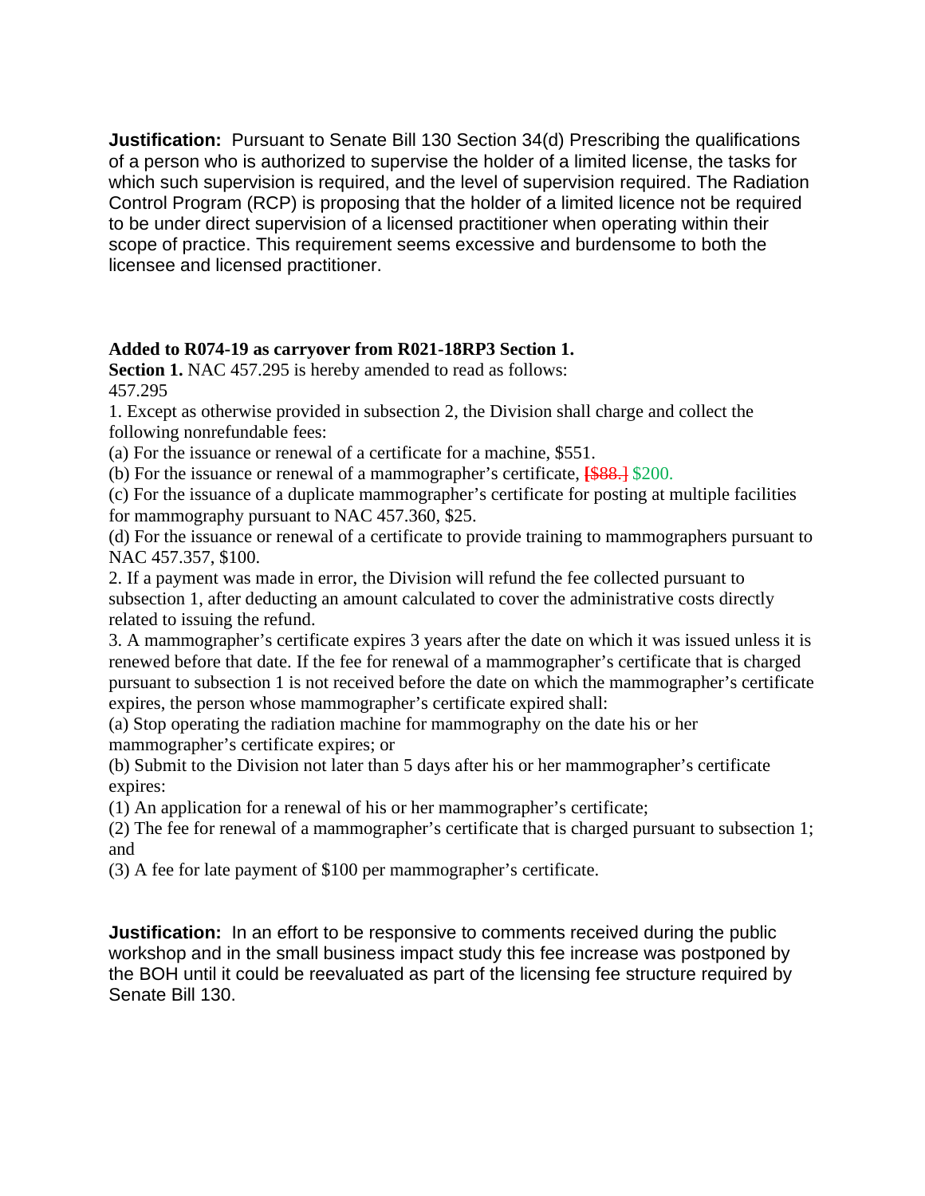**Justification:** Pursuant to Senate Bill 130 Section 34(d) Prescribing the qualifications of a person who is authorized to supervise the holder of a limited license, the tasks for which such supervision is required, and the level of supervision required. The Radiation Control Program (RCP) is proposing that the holder of a limited licence not be required to be under direct supervision of a licensed practitioner when operating within their scope of practice. This requirement seems excessive and burdensome to both the licensee and licensed practitioner.

**Added to R074-19 as carryover from R021-18RP3 Section 1.**

**Section 1.** NAC 457.295 is hereby amended to read as follows:

457.295

1. Except as otherwise provided in subsection 2, the Division shall charge and collect the following nonrefundable fees:

(a) For the issuance or renewal of a certificate for a machine, $551.

(b) For the issuance or renewal of a mammographer's certificate, ~~[$88.]~~ $200.

(c) For the issuance of a duplicate mammographer's certificate for posting at multiple facilities for mammography pursuant to NAC 457.360, $25.

(d) For the issuance or renewal of a certificate to provide training to mammographers pursuant to NAC 457.357, $100.

2. If a payment was made in error, the Division will refund the fee collected pursuant to subsection 1, after deducting an amount calculated to cover the administrative costs directly related to issuing the refund.

3. A mammographer's certificate expires 3 years after the date on which it was issued unless it is renewed before that date. If the fee for renewal of a mammographer's certificate that is charged pursuant to subsection 1 is not received before the date on which the mammographer's certificate expires, the person whose mammographer's certificate expired shall:

(a) Stop operating the radiation machine for mammography on the date his or her mammographer's certificate expires; or

(b) Submit to the Division not later than 5 days after his or her mammographer's certificate expires:

(1) An application for a renewal of his or her mammographer's certificate;

(2) The fee for renewal of a mammographer's certificate that is charged pursuant to subsection 1; and

(3) A fee for late payment of $100 per mammographer's certificate.

**Justification:** In an effort to be responsive to comments received during the public workshop and in the small business impact study this fee increase was postponed by the BOH until it could be reevaluated as part of the licensing fee structure required by Senate Bill 130.